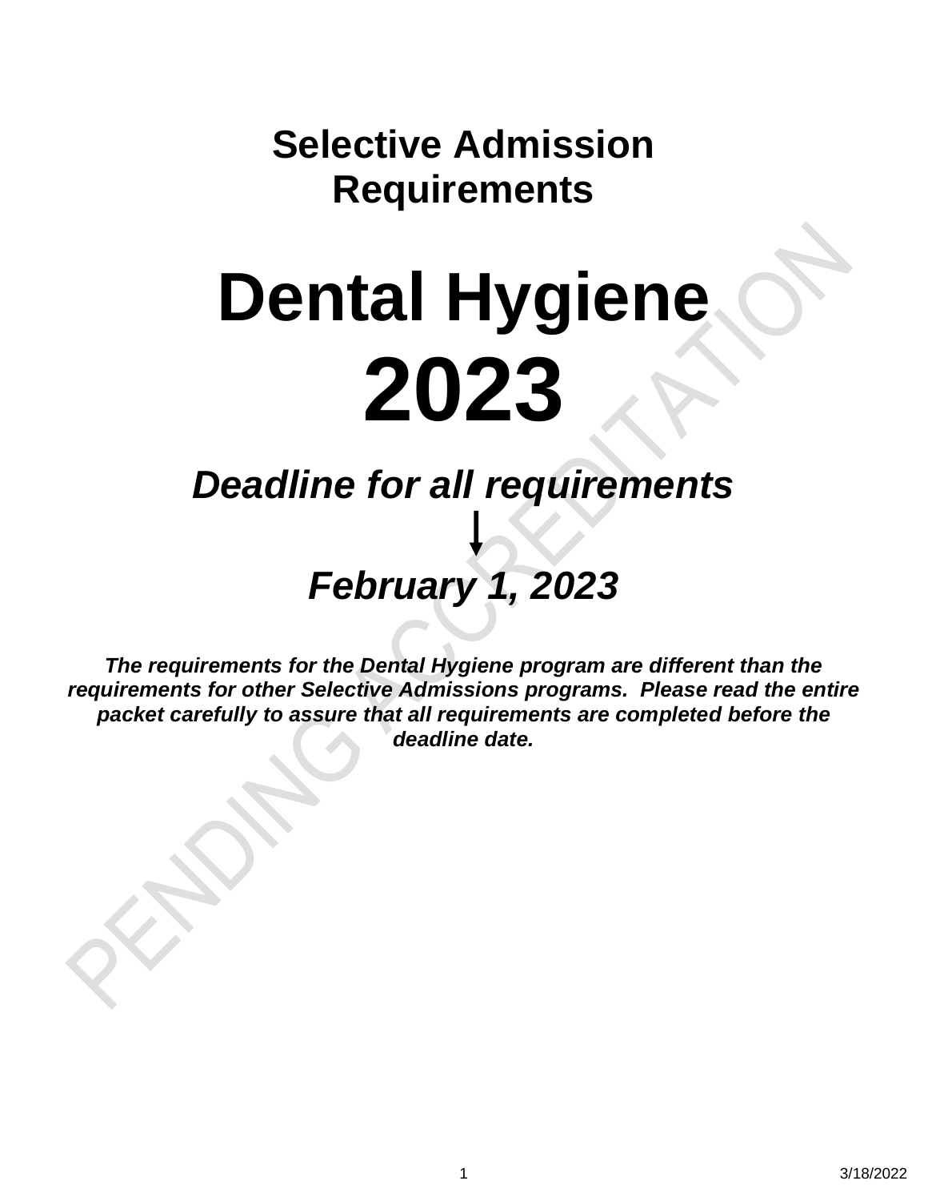# Selective Admission Requirements

# Dental Hygiene 2023

## *Deadline for all requirements*

↓

## *February 1, 2023*

***The requirements for the Dental Hygiene program are different than the requirements for other Selective Admissions programs. Please read the entire packet carefully to assure that all requirements are completed before the deadline date.***

PENDING ACCREDITATION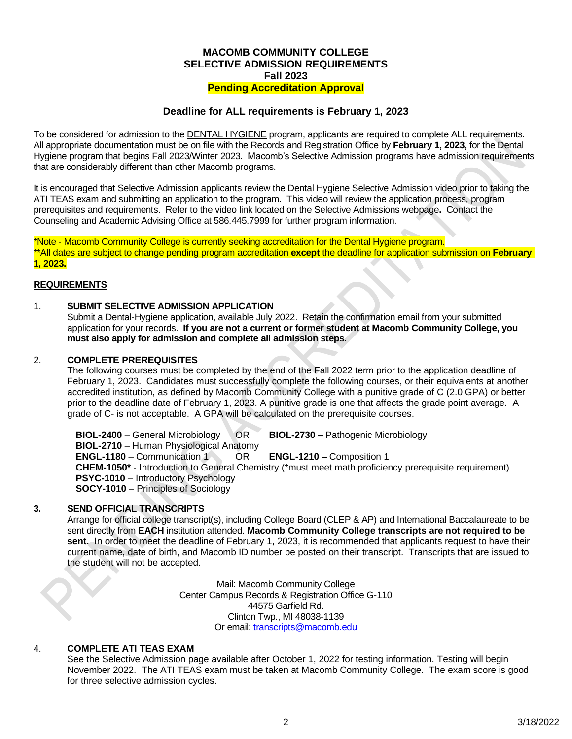# MACOMB COMMUNITY COLLEGE
## SELECTIVE ADMISSION REQUIREMENTS
## Fall 2023
## Pending Accreditation Approval

### Deadline for ALL requirements is February 1, 2023

To be considered for admission to the DENTAL HYGIENE program, applicants are required to complete ALL requirements. All appropriate documentation must be on file with the Records and Registration Office by **February 1, 2023,** for the Dental Hygiene program that begins Fall 2023/Winter 2023. Macomb's Selective Admission programs have admission requirements that are considerably different than other Macomb programs.

It is encouraged that Selective Admission applicants review the Dental Hygiene Selective Admission video prior to taking the ATI TEAS exam and submitting an application to the program. This video will review the application process, program prerequisites and requirements. Refer to the video link located on the Selective Admissions webpage**.** Contact the Counseling and Academic Advising Office at 586.445.7999 for further program information.

*Note - Macomb Community College is currently seeking accreditation for the Dental Hygiene program.
**All dates are subject to change pending program accreditation **except** the deadline for application submission on **February 1, 2023.**

**REQUIREMENTS**

1. **SUBMIT SELECTIVE ADMISSION APPLICATION**
   Submit a Dental-Hygiene application, available July 2022. Retain the confirmation email from your submitted application for your records. **If you are not a current or former student at Macomb Community College, you must also apply for admission and complete all admission steps.**

2. **COMPLETE PREREQUISITES**
   The following courses must be completed by the end of the Fall 2022 term prior to the application deadline of February 1, 2023. Candidates must successfully complete the following courses, or their equivalents at another accredited institution, as defined by Macomb Community College with a punitive grade of C (2.0 GPA) or better prior to the deadline date of February 1, 2023. A punitive grade is one that affects the grade point average. A grade of C- is not acceptable. A GPA will be calculated on the prerequisite courses.

   **BIOL-2400** – General Microbiology OR **BIOL-2730 –** Pathogenic Microbiology
   **BIOL-2710** – Human Physiological Anatomy
   **ENGL-1180** – Communication 1 OR **ENGL-1210 –** Composition 1
   **CHEM-1050*** - Introduction to General Chemistry (*must meet math proficiency prerequisite requirement)
   **PSYC-1010** – Introductory Psychology
   **SOCY-1010** – Principles of Sociology

3. **SEND OFFICIAL TRANSCRIPTS**
   Arrange for official college transcript(s), including College Board (CLEP & AP) and International Baccalaureate to be sent directly from **EACH** institution attended. **Macomb Community College transcripts are not required to be sent.** In order to meet the deadline of February 1, 2023, it is recommended that applicants request to have their current name, date of birth, and Macomb ID number be posted on their transcript. Transcripts that are issued to the student will not be accepted.

   Mail: Macomb Community College
   Center Campus Records & Registration Office G-110
   44575 Garfield Rd.
   Clinton Twp., MI 48038-1139
   Or email: transcripts@macomb.edu

4. **COMPLETE ATI TEAS EXAM**
   See the Selective Admission page available after October 1, 2022 for testing information. Testing will begin November 2022. The ATI TEAS exam must be taken at Macomb Community College. The exam score is good for three selective admission cycles.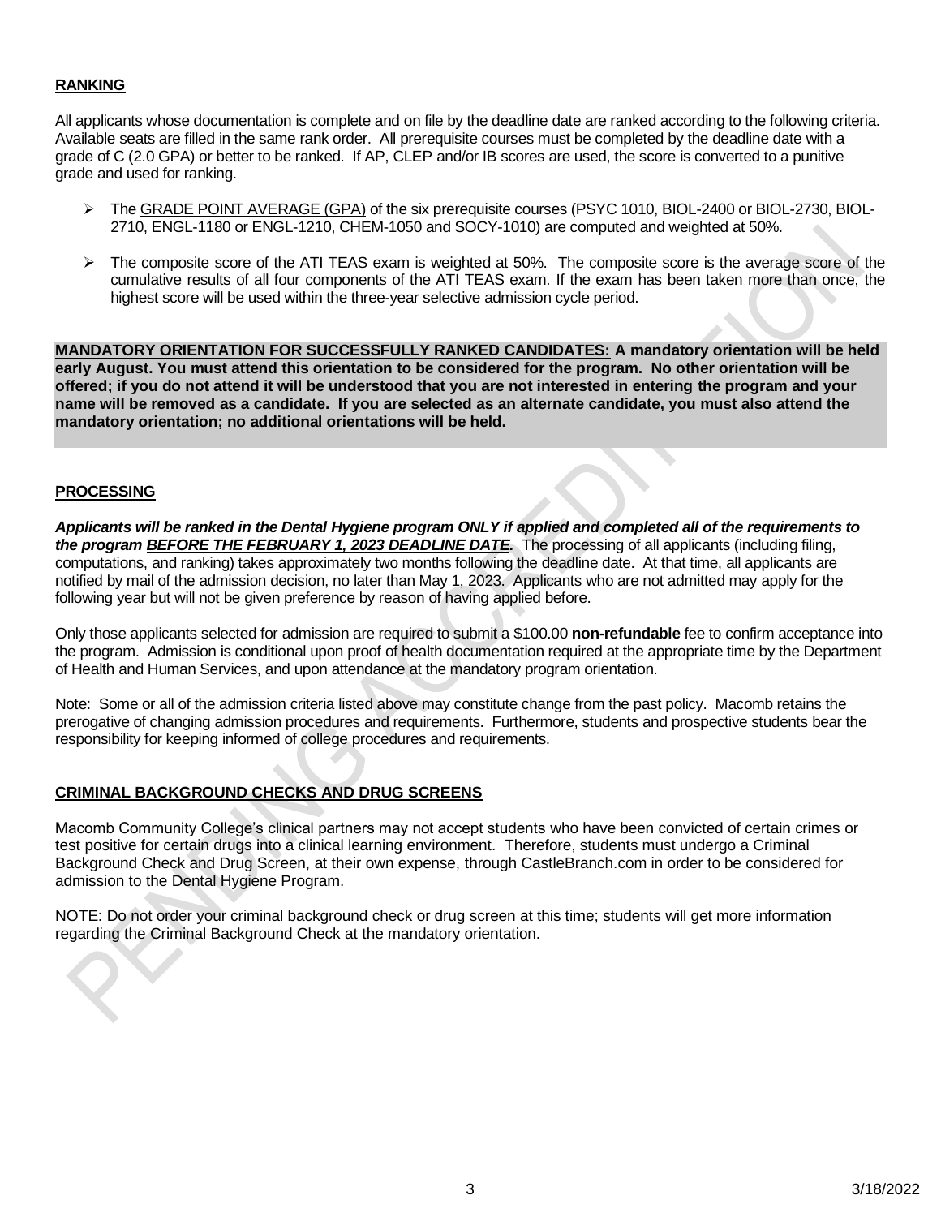## RANKING

All applicants whose documentation is complete and on file by the deadline date are ranked according to the following criteria. Available seats are filled in the same rank order. All prerequisite courses must be completed by the deadline date with a grade of C (2.0 GPA) or better to be ranked. If AP, CLEP and/or IB scores are used, the score is converted to a punitive grade and used for ranking.

- The GRADE POINT AVERAGE (GPA) of the six prerequisite courses (PSYC 1010, BIOL-2400 or BIOL-2730, BIOL-2710, ENGL-1180 or ENGL-1210, CHEM-1050 and SOCY-1010) are computed and weighted at 50%.
- The composite score of the ATI TEAS exam is weighted at 50%. The composite score is the average score of the cumulative results of all four components of the ATI TEAS exam. If the exam has been taken more than once, the highest score will be used within the three-year selective admission cycle period.

**MANDATORY ORIENTATION FOR SUCCESSFULLY RANKED CANDIDATES: A mandatory orientation will be held early August. You must attend this orientation to be considered for the program. No other orientation will be offered; if you do not attend it will be understood that you are not interested in entering the program and your name will be removed as a candidate. If you are selected as an alternate candidate, you must also attend the mandatory orientation; no additional orientations will be held.**

## PROCESSING

***Applicants will be ranked in the Dental Hygiene program ONLY if applied and completed all of the requirements to the program BEFORE THE FEBRUARY 1, 2023 DEADLINE DATE.*** The processing of all applicants (including filing, computations, and ranking) takes approximately two months following the deadline date. At that time, all applicants are notified by mail of the admission decision, no later than May 1, 2023. Applicants who are not admitted may apply for the following year but will not be given preference by reason of having applied before.

Only those applicants selected for admission are required to submit a $100.00 **non-refundable** fee to confirm acceptance into the program. Admission is conditional upon proof of health documentation required at the appropriate time by the Department of Health and Human Services, and upon attendance at the mandatory program orientation.

Note: Some or all of the admission criteria listed above may constitute change from the past policy. Macomb retains the prerogative of changing admission procedures and requirements. Furthermore, students and prospective students bear the responsibility for keeping informed of college procedures and requirements.

## CRIMINAL BACKGROUND CHECKS AND DRUG SCREENS

Macomb Community College's clinical partners may not accept students who have been convicted of certain crimes or test positive for certain drugs into a clinical learning environment. Therefore, students must undergo a Criminal Background Check and Drug Screen, at their own expense, through CastleBranch.com in order to be considered for admission to the Dental Hygiene Program.

NOTE: Do not order your criminal background check or drug screen at this time; students will get more information regarding the Criminal Background Check at the mandatory orientation.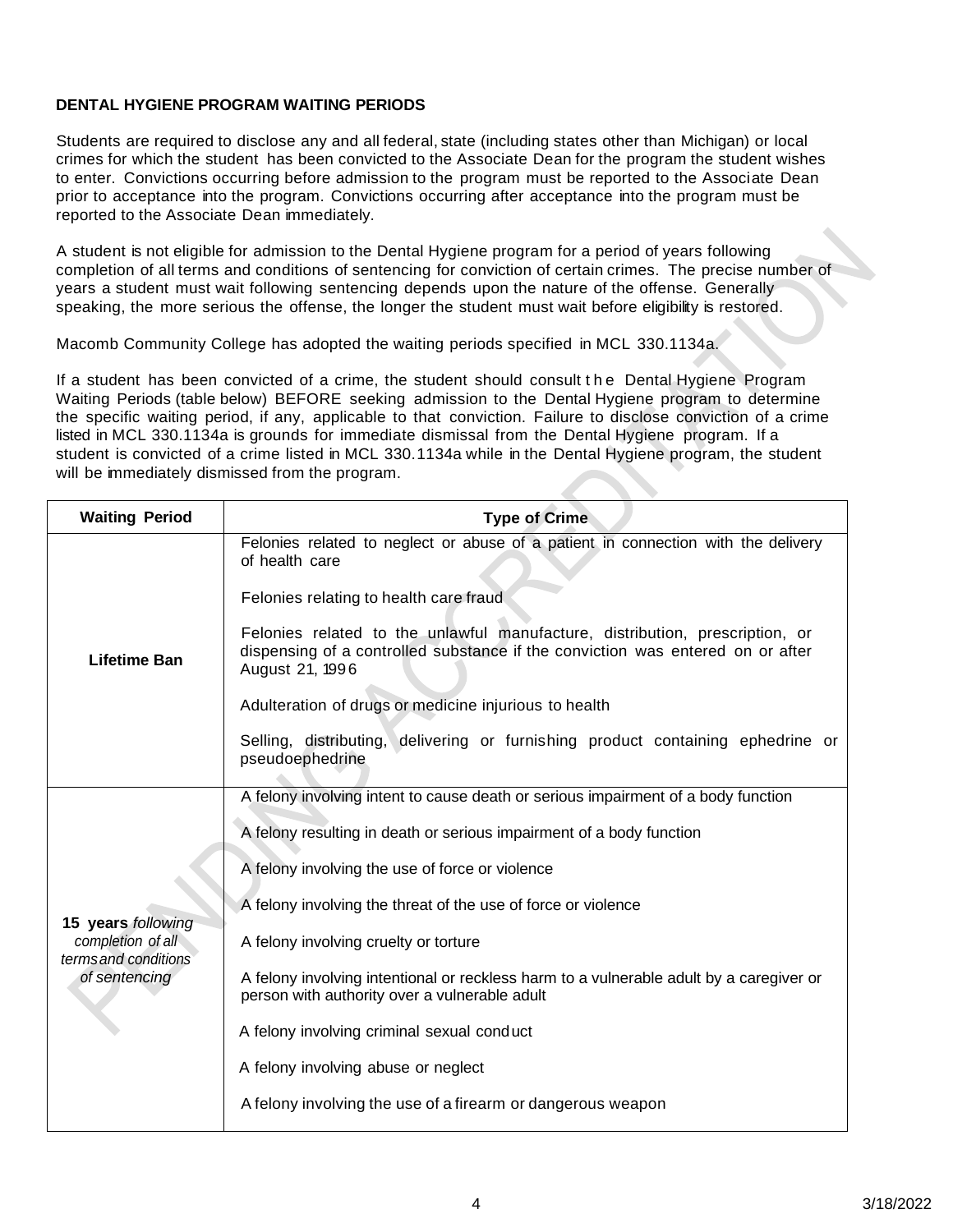**DENTAL HYGIENE PROGRAM WAITING PERIODS**

Students are required to disclose any and all federal, state (including states other than Michigan) or local crimes for which the student has been convicted to the Associate Dean for the program the student wishes to enter. Convictions occurring before admission to the program must be reported to the Associate Dean prior to acceptance into the program. Convictions occurring after acceptance into the program must be reported to the Associate Dean immediately.

A student is not eligible for admission to the Dental Hygiene program for a period of years following completion of all terms and conditions of sentencing for conviction of certain crimes. The precise number of years a student must wait following sentencing depends upon the nature of the offense. Generally speaking, the more serious the offense, the longer the student must wait before eligibility is restored.

Macomb Community College has adopted the waiting periods specified in MCL 330.1134a.

If a student has been convicted of a crime, the student should consult the Dental Hygiene Program Waiting Periods (table below) BEFORE seeking admission to the Dental Hygiene program to determine the specific waiting period, if any, applicable to that conviction. Failure to disclose conviction of a crime listed in MCL 330.1134a is grounds for immediate dismissal from the Dental Hygiene program. If a student is convicted of a crime listed in MCL 330.1134a while in the Dental Hygiene program, the student will be immediately dismissed from the program.

| Waiting Period | Type of Crime |
| --- | --- |
| **Lifetime Ban** | Felonies related to neglect or abuse of a patient in connection with the delivery of health care<br><br>Felonies relating to health care fraud<br><br>Felonies related to the unlawful manufacture, distribution, prescription, or dispensing of a controlled substance if the conviction was entered on or after August 21, 1996<br><br>Adulteration of drugs or medicine injurious to health<br><br>Selling, distributing, delivering or furnishing product containing ephedrine or pseudoephedrine |
| **15 years** *following completion of all terms and conditions of sentencing* | A felony involving intent to cause death or serious impairment of a body function<br><br>A felony resulting in death or serious impairment of a body function<br><br>A felony involving the use of force or violence<br><br>A felony involving the threat of the use of force or violence<br><br>A felony involving cruelty or torture<br><br>A felony involving intentional or reckless harm to a vulnerable adult by a caregiver or person with authority over a vulnerable adult<br><br>A felony involving criminal sexual conduct<br><br>A felony involving abuse or neglect<br><br>A felony involving the use of a firearm or dangerous weapon |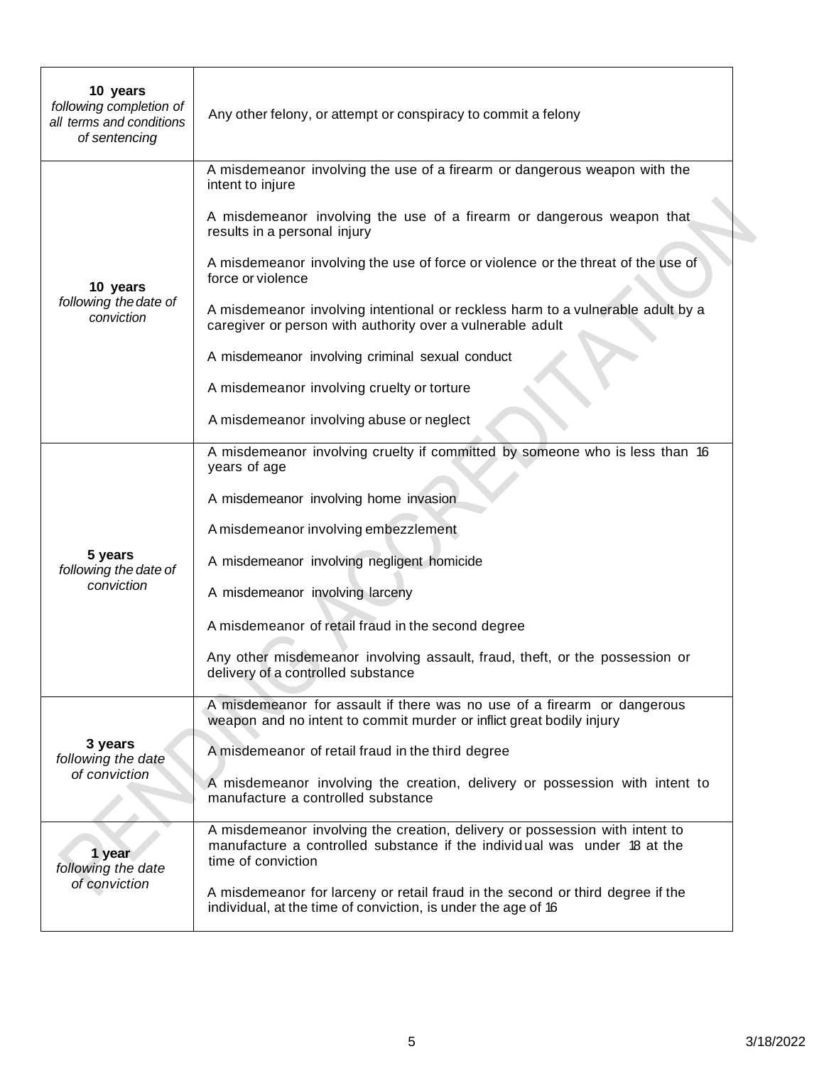| | |
|---|---|
| **10 years** *following completion of all terms and conditions of sentencing* | Any other felony, or attempt or conspiracy to commit a felony |
| **10 years** *following the date of conviction* | A misdemeanor involving the use of a firearm or dangerous weapon with the intent to injure<br><br>A misdemeanor involving the use of a firearm or dangerous weapon that results in a personal injury<br><br>A misdemeanor involving the use of force or violence or the threat of the use of force or violence<br><br>A misdemeanor involving intentional or reckless harm to a vulnerable adult by a caregiver or person with authority over a vulnerable adult<br><br>A misdemeanor involving criminal sexual conduct<br><br>A misdemeanor involving cruelty or torture<br><br>A misdemeanor involving abuse or neglect |
| **5 years** *following the date of conviction* | A misdemeanor involving cruelty if committed by someone who is less than 16 years of age<br><br>A misdemeanor involving home invasion<br><br>A misdemeanor involving embezzlement<br><br>A misdemeanor involving negligent homicide<br><br>A misdemeanor involving larceny<br><br>A misdemeanor of retail fraud in the second degree<br><br>Any other misdemeanor involving assault, fraud, theft, or the possession or delivery of a controlled substance |
| **3 years** *following the date of conviction* | A misdemeanor for assault if there was no use of a firearm or dangerous weapon and no intent to commit murder or inflict great bodily injury<br><br>A misdemeanor of retail fraud in the third degree<br><br>A misdemeanor involving the creation, delivery or possession with intent to manufacture a controlled substance |
| **1 year** *following the date of conviction* | A misdemeanor involving the creation, delivery or possession with intent to manufacture a controlled substance if the individual was under 18 at the time of conviction<br><br>A misdemeanor for larceny or retail fraud in the second or third degree if the individual, at the time of conviction, is under the age of 16 |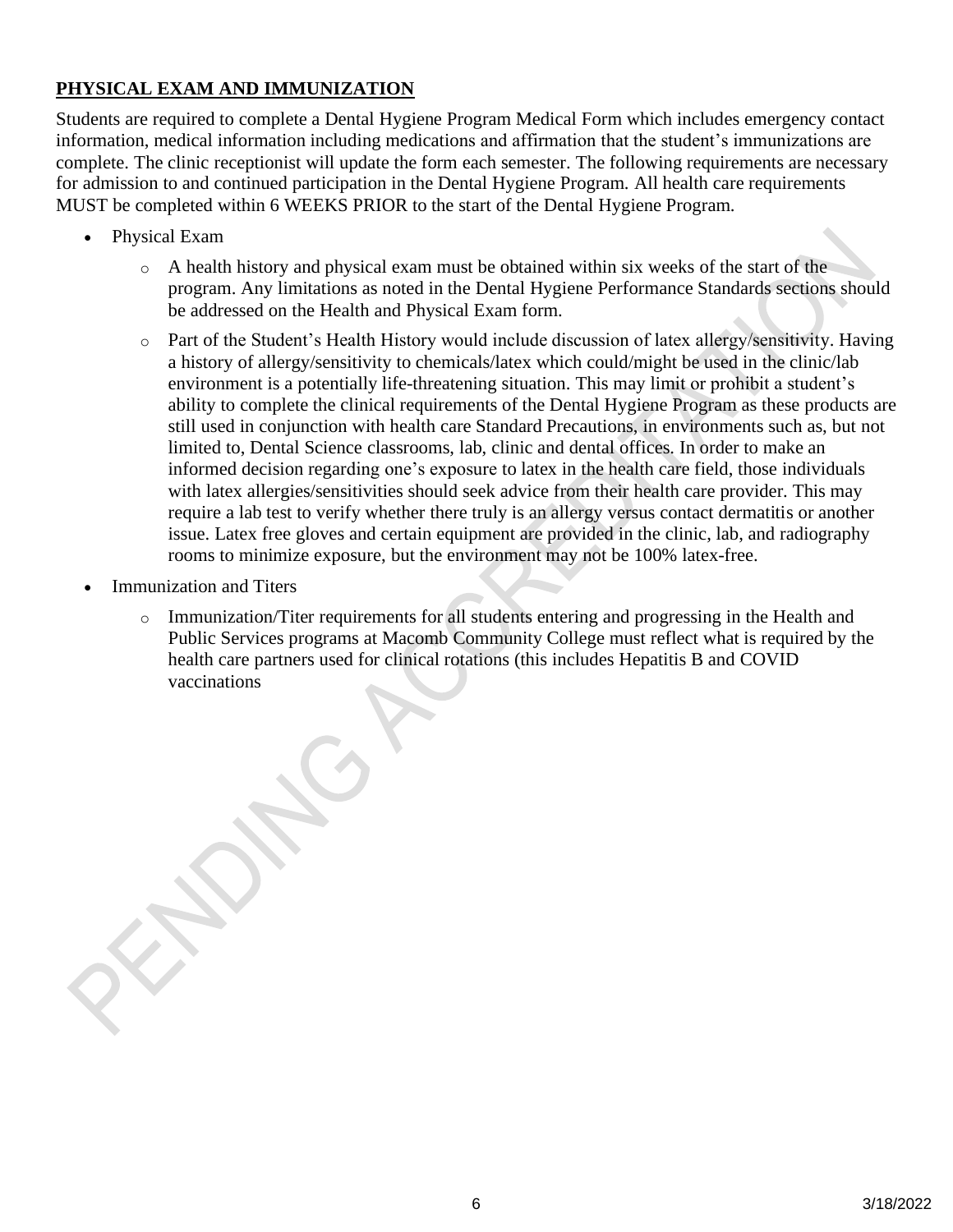## PHYSICAL EXAM AND IMMUNIZATION

Students are required to complete a Dental Hygiene Program Medical Form which includes emergency contact information, medical information including medications and affirmation that the student's immunizations are complete. The clinic receptionist will update the form each semester. The following requirements are necessary for admission to and continued participation in the Dental Hygiene Program. All health care requirements MUST be completed within 6 WEEKS PRIOR to the start of the Dental Hygiene Program.

- Physical Exam
  - A health history and physical exam must be obtained within six weeks of the start of the program. Any limitations as noted in the Dental Hygiene Performance Standards sections should be addressed on the Health and Physical Exam form.
  - Part of the Student's Health History would include discussion of latex allergy/sensitivity. Having a history of allergy/sensitivity to chemicals/latex which could/might be used in the clinic/lab environment is a potentially life-threatening situation. This may limit or prohibit a student's ability to complete the clinical requirements of the Dental Hygiene Program as these products are still used in conjunction with health care Standard Precautions, in environments such as, but not limited to, Dental Science classrooms, lab, clinic and dental offices. In order to make an informed decision regarding one's exposure to latex in the health care field, those individuals with latex allergies/sensitivities should seek advice from their health care provider. This may require a lab test to verify whether there truly is an allergy versus contact dermatitis or another issue. Latex free gloves and certain equipment are provided in the clinic, lab, and radiography rooms to minimize exposure, but the environment may not be 100% latex-free.
- Immunization and Titers
  - Immunization/Titer requirements for all students entering and progressing in the Health and Public Services programs at Macomb Community College must reflect what is required by the health care partners used for clinical rotations (this includes Hepatitis B and COVID vaccinations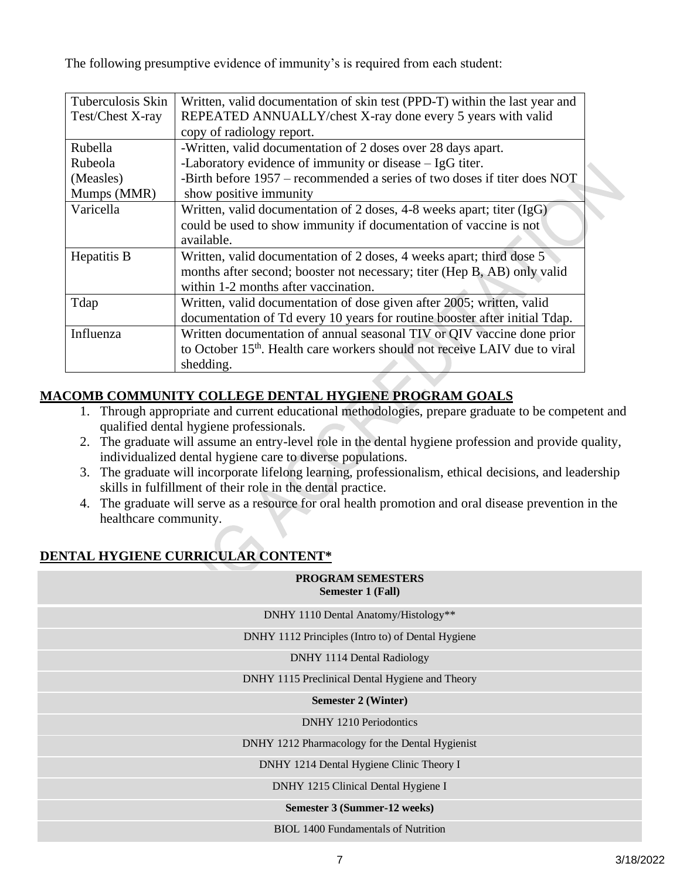The following presumptive evidence of immunity's is required from each student:

| | |
|---|---|
| Tuberculosis Skin Test/Chest X-ray | Written, valid documentation of skin test (PPD-T) within the last year and REPEATED ANNUALLY/chest X-ray done every 5 years with valid copy of radiology report. |
| Rubella Rubeola (Measles) Mumps (MMR) | -Written, valid documentation of 2 doses over 28 days apart. -Laboratory evidence of immunity or disease – IgG titer. -Birth before 1957 – recommended a series of two doses if titer does NOT show positive immunity |
| Varicella | Written, valid documentation of 2 doses, 4-8 weeks apart; titer (IgG) could be used to show immunity if documentation of vaccine is not available. |
| Hepatitis B | Written, valid documentation of 2 doses, 4 weeks apart; third dose 5 months after second; booster not necessary; titer (Hep B, AB) only valid within 1-2 months after vaccination. |
| Tdap | Written, valid documentation of dose given after 2005; written, valid documentation of Td every 10 years for routine booster after initial Tdap. |
| Influenza | Written documentation of annual seasonal TIV or QIV vaccine done prior to October 15th. Health care workers should not receive LAIV due to viral shedding. |

## MACOMB COMMUNITY COLLEGE DENTAL HYGIENE PROGRAM GOALS

1. Through appropriate and current educational methodologies, prepare graduate to be competent and qualified dental hygiene professionals.
2. The graduate will assume an entry-level role in the dental hygiene profession and provide quality, individualized dental hygiene care to diverse populations.
3. The graduate will incorporate lifelong learning, professionalism, ethical decisions, and leadership skills in fulfillment of their role in the dental practice.
4. The graduate will serve as a resource for oral health promotion and oral disease prevention in the healthcare community.

## DENTAL HYGIENE CURRICULAR CONTENT*

| **PROGRAM SEMESTERS Semester 1 (Fall)** |
|---|
| DNHY 1110 Dental Anatomy/Histology** |
| DNHY 1112 Principles (Intro to) of Dental Hygiene |
| DNHY 1114 Dental Radiology |
| DNHY 1115 Preclinical Dental Hygiene and Theory |
| **Semester 2 (Winter)** |
| DNHY 1210 Periodontics |
| DNHY 1212 Pharmacology for the Dental Hygienist |
| DNHY 1214 Dental Hygiene Clinic Theory I |
| DNHY 1215 Clinical Dental Hygiene I |
| **Semester 3 (Summer-12 weeks)** |
| BIOL 1400 Fundamentals of Nutrition |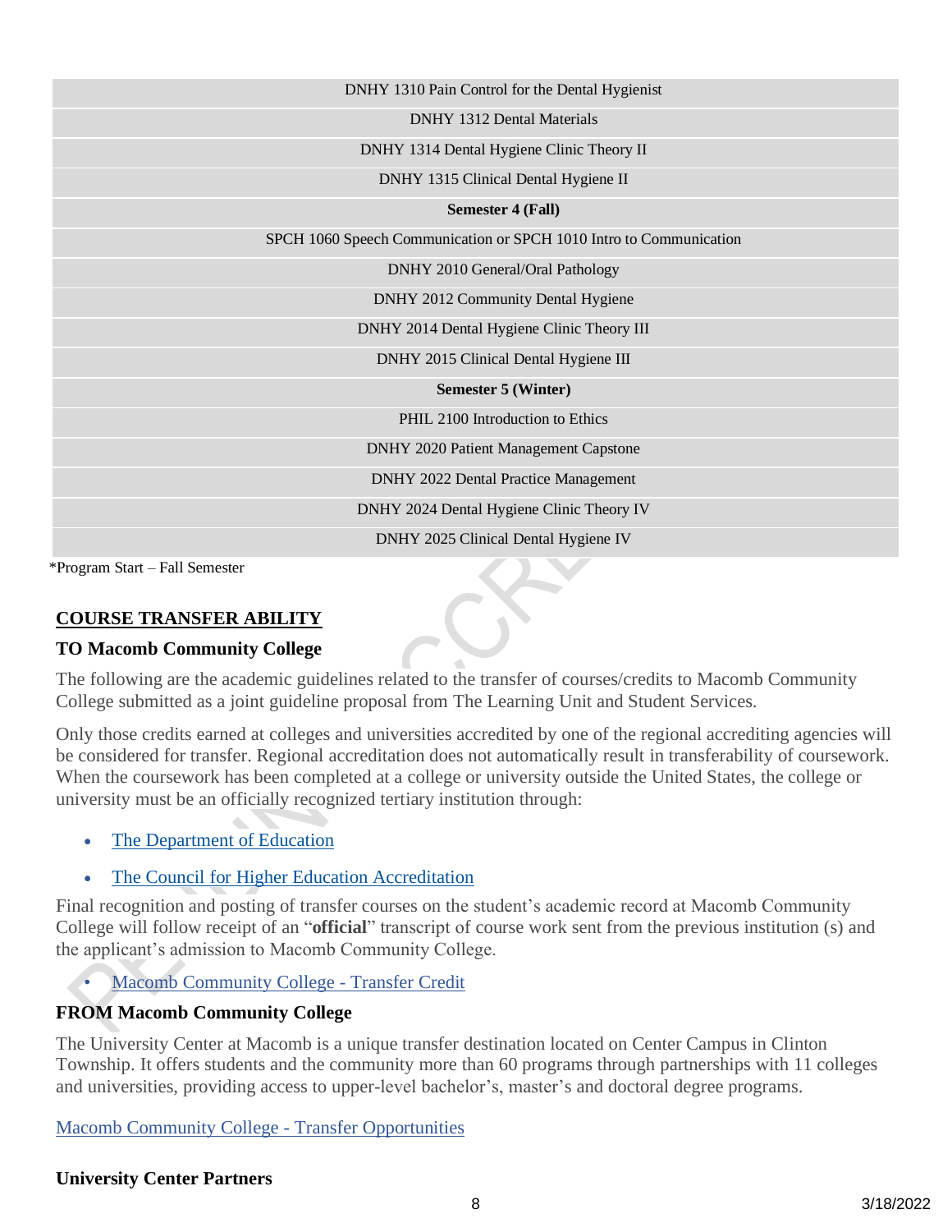| DNHY 1310 Pain Control for the Dental Hygienist |
|---|
| DNHY 1312 Dental Materials |
| DNHY 1314 Dental Hygiene Clinic Theory II |
| DNHY 1315 Clinical Dental Hygiene II |
| **Semester 4 (Fall)** |
| SPCH 1060 Speech Communication or SPCH 1010 Intro to Communication |
| DNHY 2010 General/Oral Pathology |
| DNHY 2012 Community Dental Hygiene |
| DNHY 2014 Dental Hygiene Clinic Theory III |
| DNHY 2015 Clinical Dental Hygiene III |
| **Semester 5 (Winter)** |
| PHIL 2100 Introduction to Ethics |
| DNHY 2020 Patient Management Capstone |
| DNHY 2022 Dental Practice Management |
| DNHY 2024 Dental Hygiene Clinic Theory IV |
| DNHY 2025 Clinical Dental Hygiene IV |

*Program Start – Fall Semester

## COURSE TRANSFER ABILITY

### TO Macomb Community College

The following are the academic guidelines related to the transfer of courses/credits to Macomb Community College submitted as a joint guideline proposal from The Learning Unit and Student Services.

Only those credits earned at colleges and universities accredited by one of the regional accrediting agencies will be considered for transfer. Regional accreditation does not automatically result in transferability of coursework. When the coursework has been completed at a college or university outside the United States, the college or university must be an officially recognized tertiary institution through:

- The Department of Education
- The Council for Higher Education Accreditation

Final recognition and posting of transfer courses on the student's academic record at Macomb Community College will follow receipt of an "**official**" transcript of course work sent from the previous institution (s) and the applicant's admission to Macomb Community College.

- Macomb Community College - Transfer Credit

### FROM Macomb Community College

The University Center at Macomb is a unique transfer destination located on Center Campus in Clinton Township. It offers students and the community more than 60 programs through partnerships with 11 colleges and universities, providing access to upper-level bachelor's, master's and doctoral degree programs.

Macomb Community College - Transfer Opportunities

### University Center Partners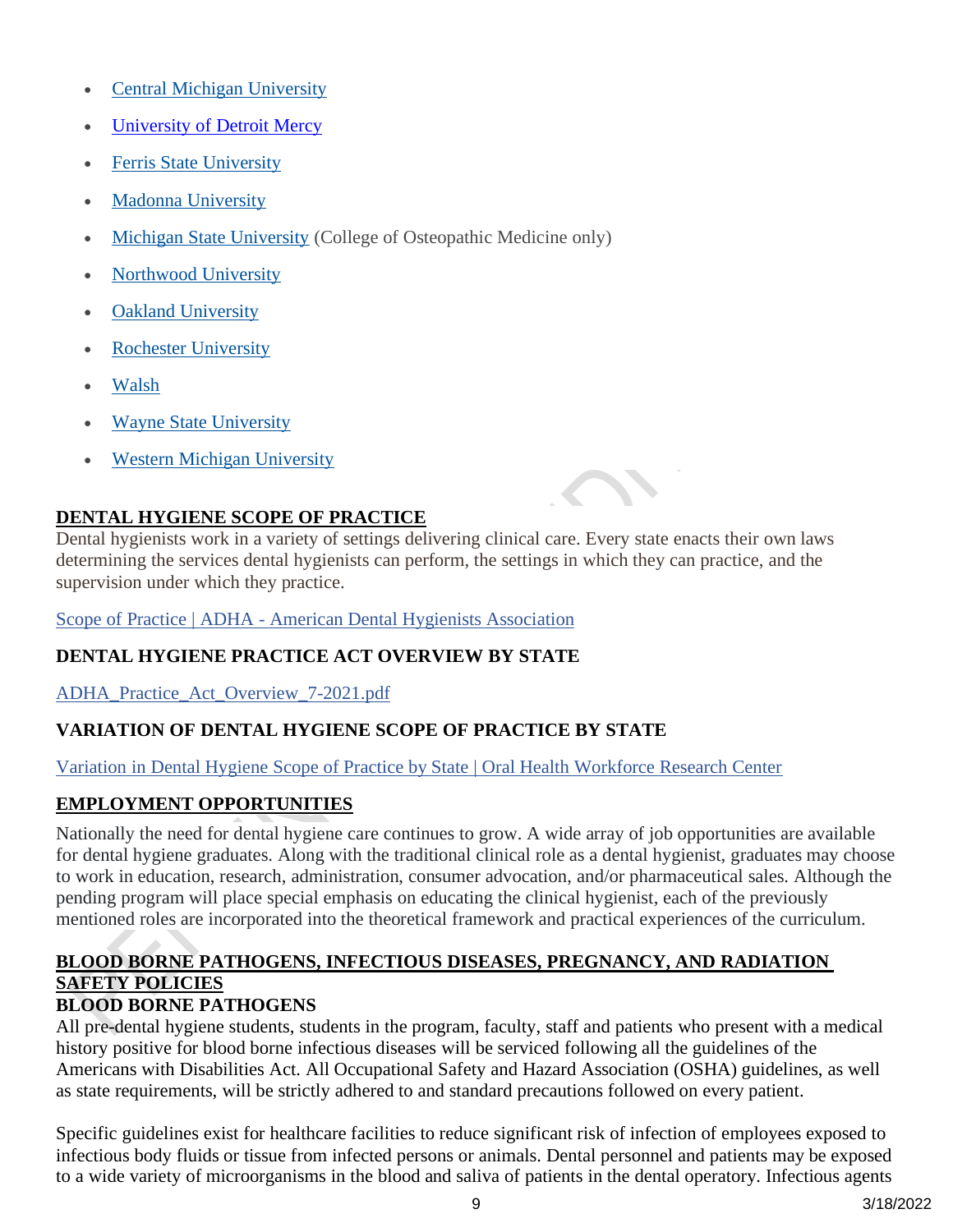- Central Michigan University
- University of Detroit Mercy
- Ferris State University
- Madonna University
- Michigan State University (College of Osteopathic Medicine only)
- Northwood University
- Oakland University
- Rochester University
- Walsh
- Wayne State University
- Western Michigan University

## DENTAL HYGIENE SCOPE OF PRACTICE

Dental hygienists work in a variety of settings delivering clinical care. Every state enacts their own laws determining the services dental hygienists can perform, the settings in which they can practice, and the supervision under which they practice.

Scope of Practice | ADHA - American Dental Hygienists Association

### DENTAL HYGIENE PRACTICE ACT OVERVIEW BY STATE

ADHA_Practice_Act_Overview_7-2021.pdf

### VARIATION OF DENTAL HYGIENE SCOPE OF PRACTICE BY STATE

Variation in Dental Hygiene Scope of Practice by State | Oral Health Workforce Research Center

## EMPLOYMENT OPPORTUNITIES

Nationally the need for dental hygiene care continues to grow. A wide array of job opportunities are available for dental hygiene graduates. Along with the traditional clinical role as a dental hygienist, graduates may choose to work in education, research, administration, consumer advocation, and/or pharmaceutical sales. Although the pending program will place special emphasis on educating the clinical hygienist, each of the previously mentioned roles are incorporated into the theoretical framework and practical experiences of the curriculum.

## BLOOD BORNE PATHOGENS, INFECTIOUS DISEASES, PREGNANCY, AND RADIATION SAFETY POLICIES

### BLOOD BORNE PATHOGENS

All pre-dental hygiene students, students in the program, faculty, staff and patients who present with a medical history positive for blood borne infectious diseases will be serviced following all the guidelines of the Americans with Disabilities Act. All Occupational Safety and Hazard Association (OSHA) guidelines, as well as state requirements, will be strictly adhered to and standard precautions followed on every patient.

Specific guidelines exist for healthcare facilities to reduce significant risk of infection of employees exposed to infectious body fluids or tissue from infected persons or animals. Dental personnel and patients may be exposed to a wide variety of microorganisms in the blood and saliva of patients in the dental operatory. Infectious agents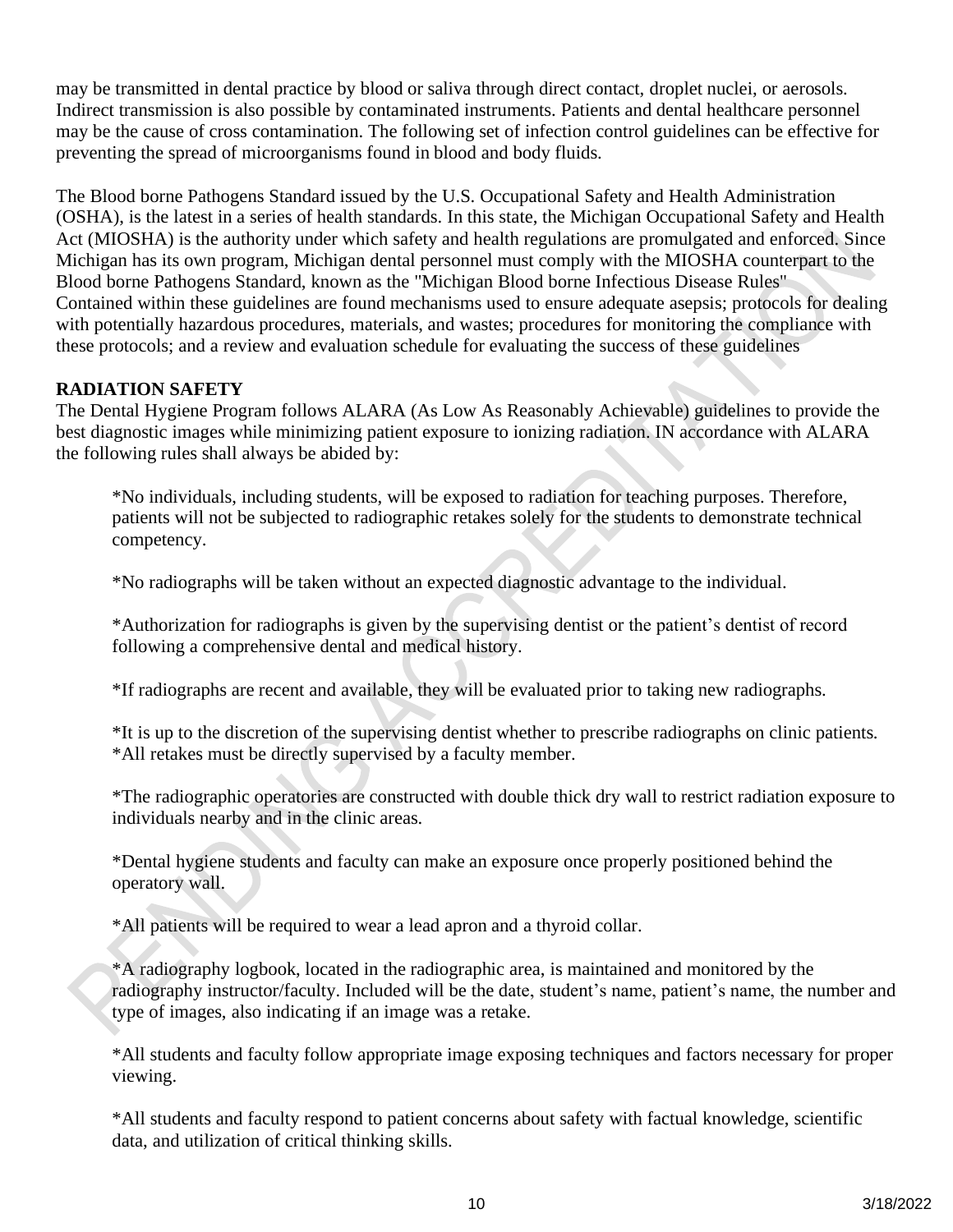may be transmitted in dental practice by blood or saliva through direct contact, droplet nuclei, or aerosols. Indirect transmission is also possible by contaminated instruments. Patients and dental healthcare personnel may be the cause of cross contamination. The following set of infection control guidelines can be effective for preventing the spread of microorganisms found in blood and body fluids.

The Blood borne Pathogens Standard issued by the U.S. Occupational Safety and Health Administration (OSHA), is the latest in a series of health standards. In this state, the Michigan Occupational Safety and Health Act (MIOSHA) is the authority under which safety and health regulations are promulgated and enforced. Since Michigan has its own program, Michigan dental personnel must comply with the MIOSHA counterpart to the Blood borne Pathogens Standard, known as the "Michigan Blood borne Infectious Disease Rules" Contained within these guidelines are found mechanisms used to ensure adequate asepsis; protocols for dealing with potentially hazardous procedures, materials, and wastes; procedures for monitoring the compliance with these protocols; and a review and evaluation schedule for evaluating the success of these guidelines

**RADIATION SAFETY**

The Dental Hygiene Program follows ALARA (As Low As Reasonably Achievable) guidelines to provide the best diagnostic images while minimizing patient exposure to ionizing radiation. IN accordance with ALARA the following rules shall always be abided by:

*No individuals, including students, will be exposed to radiation for teaching purposes. Therefore, patients will not be subjected to radiographic retakes solely for the students to demonstrate technical competency.

*No radiographs will be taken without an expected diagnostic advantage to the individual.

*Authorization for radiographs is given by the supervising dentist or the patient's dentist of record following a comprehensive dental and medical history.

*If radiographs are recent and available, they will be evaluated prior to taking new radiographs.

*It is up to the discretion of the supervising dentist whether to prescribe radiographs on clinic patients.
*All retakes must be directly supervised by a faculty member.

*The radiographic operatories are constructed with double thick dry wall to restrict radiation exposure to individuals nearby and in the clinic areas.

*Dental hygiene students and faculty can make an exposure once properly positioned behind the operatory wall.

*All patients will be required to wear a lead apron and a thyroid collar.

*A radiography logbook, located in the radiographic area, is maintained and monitored by the radiography instructor/faculty. Included will be the date, student's name, patient's name, the number and type of images, also indicating if an image was a retake.

*All students and faculty follow appropriate image exposing techniques and factors necessary for proper viewing.

*All students and faculty respond to patient concerns about safety with factual knowledge, scientific data, and utilization of critical thinking skills.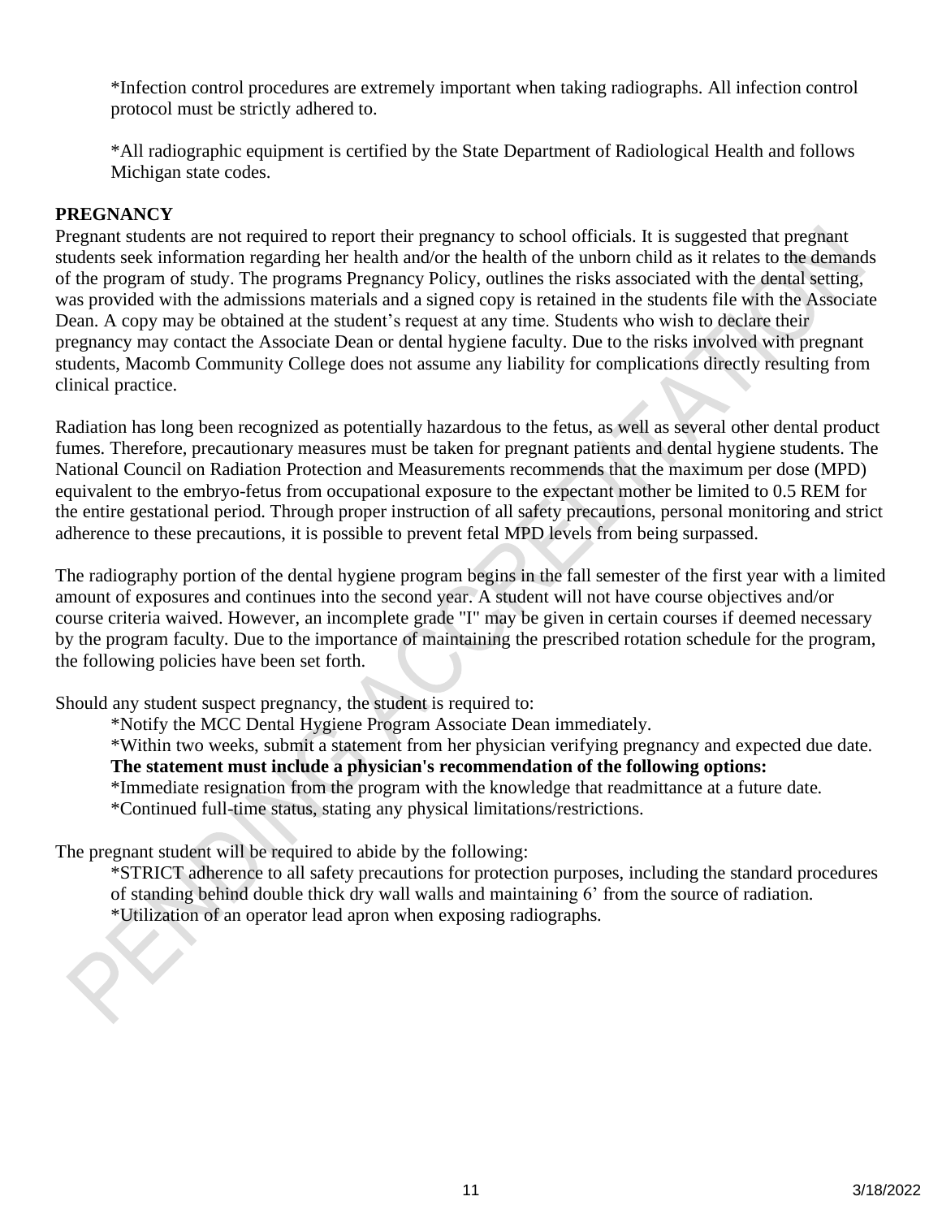*Infection control procedures are extremely important when taking radiographs. All infection control protocol must be strictly adhered to.

*All radiographic equipment is certified by the State Department of Radiological Health and follows Michigan state codes.

**PREGNANCY**

Pregnant students are not required to report their pregnancy to school officials. It is suggested that pregnant students seek information regarding her health and/or the health of the unborn child as it relates to the demands of the program of study. The programs Pregnancy Policy, outlines the risks associated with the dental setting, was provided with the admissions materials and a signed copy is retained in the students file with the Associate Dean. A copy may be obtained at the student's request at any time. Students who wish to declare their pregnancy may contact the Associate Dean or dental hygiene faculty. Due to the risks involved with pregnant students, Macomb Community College does not assume any liability for complications directly resulting from clinical practice.

Radiation has long been recognized as potentially hazardous to the fetus, as well as several other dental product fumes. Therefore, precautionary measures must be taken for pregnant patients and dental hygiene students. The National Council on Radiation Protection and Measurements recommends that the maximum per dose (MPD) equivalent to the embryo-fetus from occupational exposure to the expectant mother be limited to 0.5 REM for the entire gestational period. Through proper instruction of all safety precautions, personal monitoring and strict adherence to these precautions, it is possible to prevent fetal MPD levels from being surpassed.

The radiography portion of the dental hygiene program begins in the fall semester of the first year with a limited amount of exposures and continues into the second year. A student will not have course objectives and/or course criteria waived. However, an incomplete grade "I" may be given in certain courses if deemed necessary by the program faculty. Due to the importance of maintaining the prescribed rotation schedule for the program, the following policies have been set forth.

Should any student suspect pregnancy, the student is required to:

*Notify the MCC Dental Hygiene Program Associate Dean immediately.

*Within two weeks, submit a statement from her physician verifying pregnancy and expected due date.

**The statement must include a physician's recommendation of the following options:**

*Immediate resignation from the program with the knowledge that readmittance at a future date.

*Continued full-time status, stating any physical limitations/restrictions.

The pregnant student will be required to abide by the following:

*STRICT adherence to all safety precautions for protection purposes, including the standard procedures of standing behind double thick dry wall walls and maintaining 6' from the source of radiation.

*Utilization of an operator lead apron when exposing radiographs.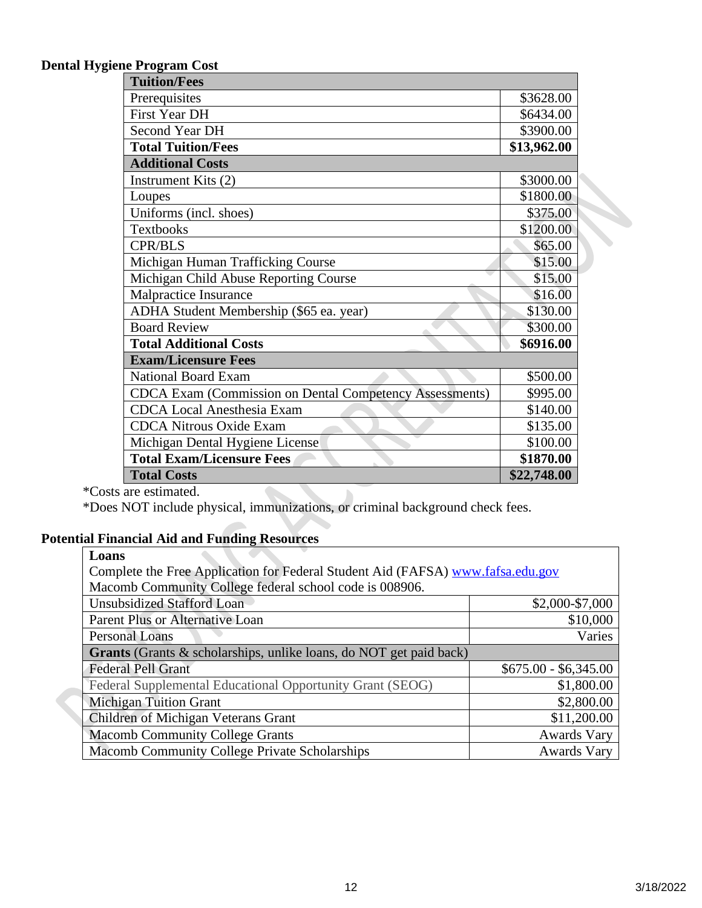**Dental Hygiene Program Cost**

| Tuition/Fees | |
|---|---|
| Prerequisites | $3628.00 |
| First Year DH | $6434.00 |
| Second Year DH | $3900.00 |
| **Total Tuition/Fees** | **$13,962.00** |
| **Additional Costs** | |
| Instrument Kits (2) | $3000.00 |
| Loupes | $1800.00 |
| Uniforms (incl. shoes) | $375.00 |
| Textbooks | $1200.00 |
| CPR/BLS | $65.00 |
| Michigan Human Trafficking Course | $15.00 |
| Michigan Child Abuse Reporting Course | $15.00 |
| Malpractice Insurance | $16.00 |
| ADHA Student Membership ($65 ea. year) | $130.00 |
| Board Review | $300.00 |
| **Total Additional Costs** | **$6916.00** |
| **Exam/Licensure Fees** | |
| National Board Exam | $500.00 |
| CDCA Exam (Commission on Dental Competency Assessments) | $995.00 |
| CDCA Local Anesthesia Exam | $140.00 |
| CDCA Nitrous Oxide Exam | $135.00 |
| Michigan Dental Hygiene License | $100.00 |
| **Total Exam/Licensure Fees** | **$1870.00** |
| **Total Costs** | **$22,748.00** |

*Costs are estimated.

*Does NOT include physical, immunizations, or criminal background check fees.

**Potential Financial Aid and Funding Resources**

| Loans<br>Complete the Free Application for Federal Student Aid (FAFSA) www.fafsa.edu.gov<br>Macomb Community College federal school code is 008906. | |
|---|---|
| Unsubsidized Stafford Loan | $2,000-$7,000 |
| Parent Plus or Alternative Loan | $10,000 |
| Personal Loans | Varies |
| **Grants** (Grants & scholarships, unlike loans, do NOT get paid back) | |
| Federal Pell Grant | $675.00 - $6,345.00 |
| Federal Supplemental Educational Opportunity Grant (SEOG) | $1,800.00 |
| Michigan Tuition Grant | $2,800.00 |
| Children of Michigan Veterans Grant | $11,200.00 |
| Macomb Community College Grants | Awards Vary |
| Macomb Community College Private Scholarships | Awards Vary |